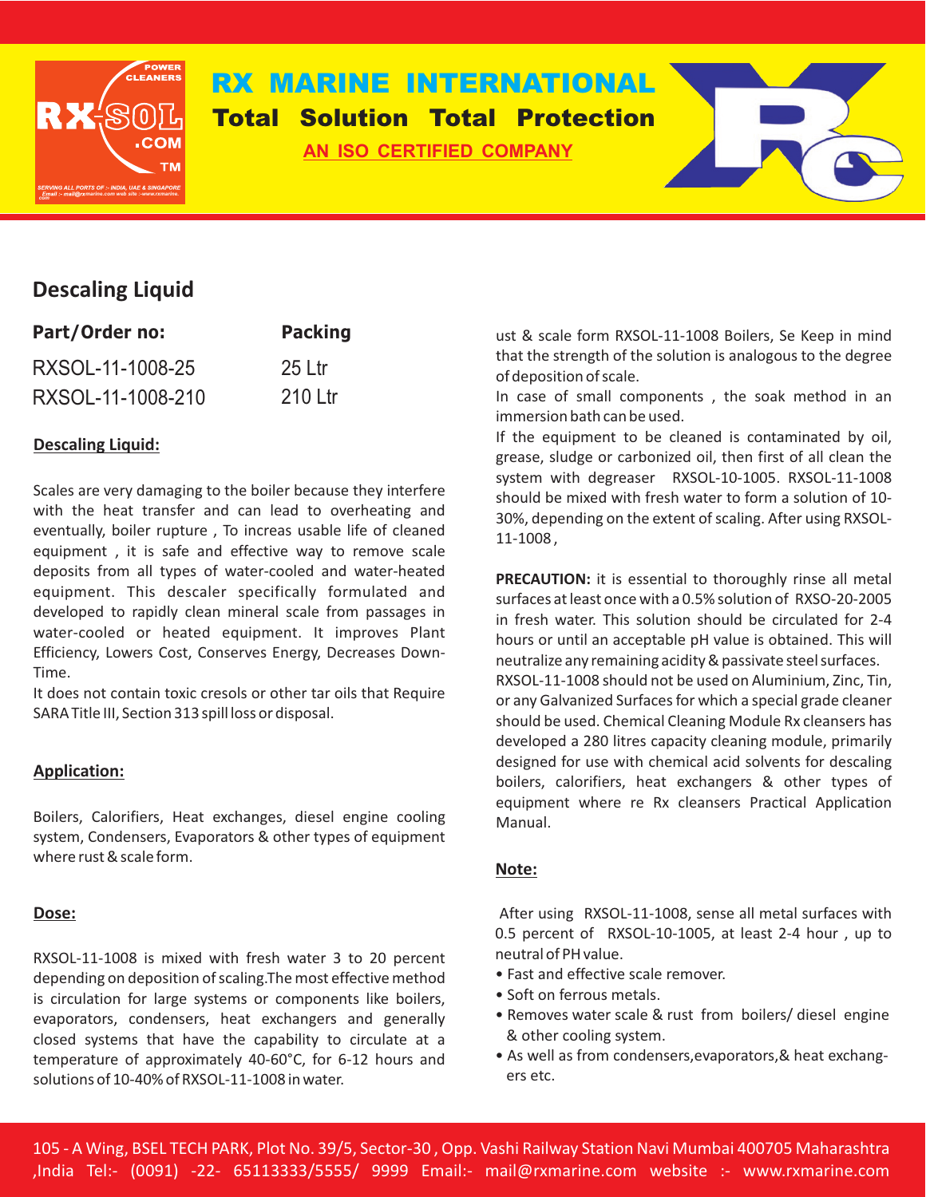# RX MARINE INTERNATIONAL

**Total Solution Total Protection**

AN ISO CERTIFIED COMPANY

## Descaling Liquid

| Part/Order no: | Packing |
|---|---|
| RXSOL-11-1008-25 | 25 Ltr |
| RXSOL-11-1008-210 | 210 Ltr |

### Descaling Liquid:

Scales are very damaging to the boiler because they interfere with the heat transfer and can lead to overheating and eventually, boiler rupture , To increas usable life of cleaned equipment , it is safe and effective way to remove scale deposits from all types of water-cooled and water-heated equipment. This descaler specifically formulated and developed to rapidly clean mineral scale from passages in water-cooled or heated equipment. It improves Plant Efficiency, Lowers Cost, Conserves Energy, Decreases Down-Time.

It does not contain toxic cresols or other tar oils that Require SARA Title III, Section 313 spill loss or disposal.

### Application:

Boilers, Calorifiers, Heat exchanges, diesel engine cooling system, Condensers, Evaporators & other types of equipment where rust & scale form.

### Dose:

RXSOL-11-1008 is mixed with fresh water 3 to 20 percent depending on deposition of scaling.The most effective method is circulation for large systems or components like boilers, evaporators, condensers, heat exchangers and generally closed systems that have the capability to circulate at a temperature of approximately 40-60°C, for 6-12 hours and solutions of 10-40% of RXSOL-11-1008 in water.

ust & scale form RXSOL-11-1008 Boilers, Se Keep in mind that the strength of the solution is analogous to the degree of deposition of scale.

In case of small components , the soak method in an immersion bath can be used.

If the equipment to be cleaned is contaminated by oil, grease, sludge or carbonized oil, then first of all clean the system with degreaser RXSOL-10-1005. RXSOL-11-1008 should be mixed with fresh water to form a solution of 10-30%, depending on the extent of scaling. After using RXSOL-11-1008 ,

**PRECAUTION:** it is essential to thoroughly rinse all metal surfaces at least once with a 0.5% solution of RXSO-20-2005 in fresh water. This solution should be circulated for 2-4 hours or until an acceptable pH value is obtained. This will neutralize any remaining acidity & passivate steel surfaces.

RXSOL-11-1008 should not be used on Aluminium, Zinc, Tin, or any Galvanized Surfaces for which a special grade cleaner should be used. Chemical Cleaning Module Rx cleansers has developed a 280 litres capacity cleaning module, primarily designed for use with chemical acid solvents for descaling boilers, calorifiers, heat exchangers & other types of equipment where re Rx cleansers Practical Application Manual.

### Note:

After using RXSOL-11-1008, sense all metal surfaces with 0.5 percent of RXSOL-10-1005, at least 2-4 hour , up to neutral of PH value.

- Fast and effective scale remover.
- Soft on ferrous metals.
- Removes water scale & rust from boilers/ diesel engine & other cooling system.
- As well as from condensers,evaporators,& heat exchangers etc.

105 - A Wing, BSEL TECH PARK, Plot No. 39/5, Sector-30 , Opp. Vashi Railway Station Navi Mumbai 400705 Maharashtra ,India Tel:- (0091) -22- 65113333/5555/ 9999 Email:- mail@rxmarine.com website :- www.rxmarine.com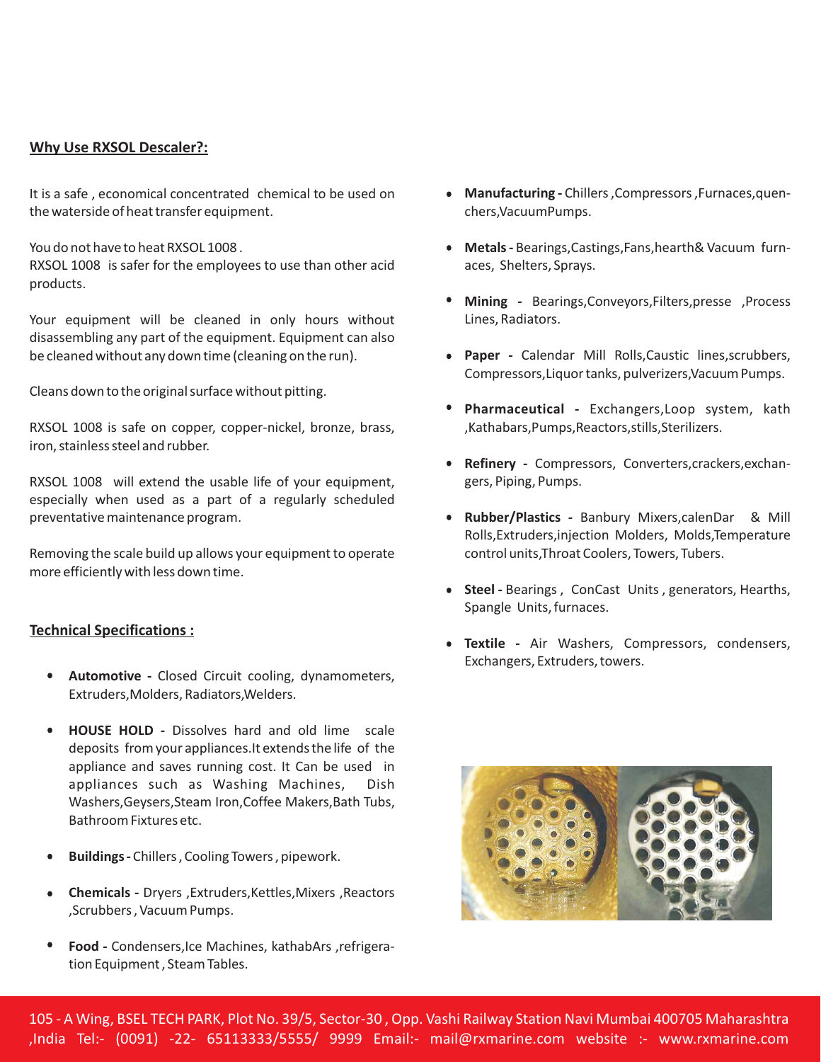## Why Use RXSOL Descaler?:

It is a safe , economical concentrated chemical to be used on the waterside of heat transfer equipment.

You do not have to heat RXSOL 1008 .
RXSOL 1008 is safer for the employees to use than other acid products.

Your equipment will be cleaned in only hours without disassembling any part of the equipment. Equipment can also be cleaned without any down time (cleaning on the run).

Cleans down to the original surface without pitting.

RXSOL 1008 is safe on copper, copper-nickel, bronze, brass, iron, stainless steel and rubber.

RXSOL 1008 will extend the usable life of your equipment, especially when used as a part of a regularly scheduled preventative maintenance program.

Removing the scale build up allows your equipment to operate more efficiently with less down time.

## Technical Specifications :

- **Automotive -** Closed Circuit cooling, dynamometers, Extruders,Molders, Radiators,Welders.
- **HOUSE HOLD -** Dissolves hard and old lime scale deposits from your appliances.It extends the life of the appliance and saves running cost. It Can be used in appliances such as Washing Machines, Dish Washers,Geysers,Steam Iron,Coffee Makers,Bath Tubs, Bathroom Fixtures etc.
- **Buildings -** Chillers , Cooling Towers , pipework.
- **Chemicals -** Dryers ,Extruders,Kettles,Mixers ,Reactors ,Scrubbers , Vacuum Pumps.
- **Food -** Condensers,Ice Machines, kathabArs ,refrigeration Equipment , Steam Tables.
- **Manufacturing -** Chillers ,Compressors ,Furnaces,quenchers,VacuumPumps.
- **Metals -** Bearings,Castings,Fans,hearth& Vacuum furnaces, Shelters, Sprays.
- **Mining -** Bearings,Conveyors,Filters,presse ,Process Lines, Radiators.
- **Paper -** Calendar Mill Rolls,Caustic lines,scrubbers, Compressors,Liquor tanks, pulverizers,Vacuum Pumps.
- **Pharmaceutical -** Exchangers,Loop system, kath ,Kathabars,Pumps,Reactors,stills,Sterilizers.
- **Refinery -** Compressors, Converters,crackers,exchangers, Piping, Pumps.
- **Rubber/Plastics -** Banbury Mixers,calenDar & Mill Rolls,Extruders,injection Molders, Molds,Temperature control units,Throat Coolers, Towers, Tubers.
- **Steel -** Bearings , ConCast Units , generators, Hearths, Spangle Units, furnaces.
- **Textile -** Air Washers, Compressors, condensers, Exchangers, Extruders, towers.

105 - A Wing, BSEL TECH PARK, Plot No. 39/5, Sector-30 , Opp. Vashi Railway Station Navi Mumbai 400705 Maharashtra ,India Tel:- (0091) -22- 65113333/5555/ 9999 Email:- mail@rxmarine.com website :- www.rxmarine.com